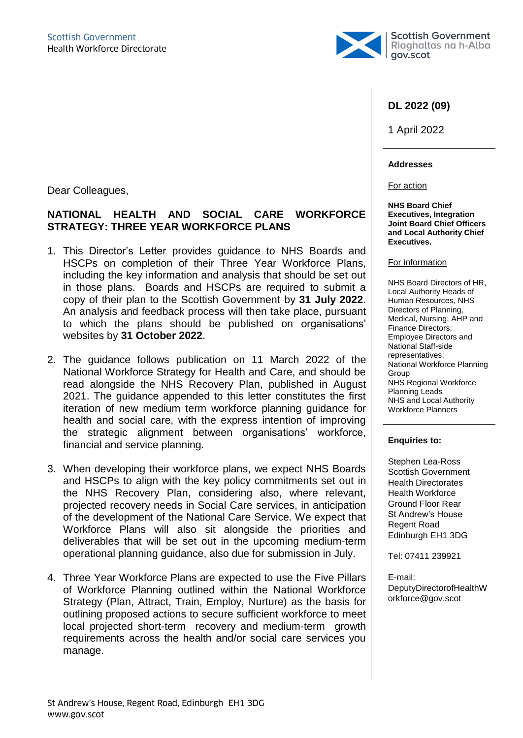Scottish Government
Health Workforce Directorate

Scottish Government
Riaghaltas na h-Alba
gov.scot

**DL 2022 (09)**

1 April 2022

**Addresses**

For action

**NHS Board Chief Executives, Integration Joint Board Chief Officers and Local Authority Chief Executives.**

For information

NHS Board Directors of HR, Local Authority Heads of Human Resources, NHS Directors of Planning, Medical, Nursing, AHP and Finance Directors; Employee Directors and National Staff-side representatives; National Workforce Planning Group
NHS Regional Workforce Planning Leads
NHS and Local Authority Workforce Planners

**Enquiries to:**

Stephen Lea-Ross
Scottish Government
Health Directorates
Health Workforce
Ground Floor Rear
St Andrew's House
Regent Road
Edinburgh EH1 3DG

Tel: 07411 239921

E-mail:
DeputyDirectorofHealthWorkforce@gov.scot

Dear Colleagues,

**NATIONAL HEALTH AND SOCIAL CARE WORKFORCE STRATEGY: THREE YEAR WORKFORCE PLANS**

1. This Director's Letter provides guidance to NHS Boards and HSCPs on completion of their Three Year Workforce Plans, including the key information and analysis that should be set out in those plans. Boards and HSCPs are required to submit a copy of their plan to the Scottish Government by **31 July 2022**. An analysis and feedback process will then take place, pursuant to which the plans should be published on organisations' websites by **31 October 2022**.

2. The guidance follows publication on 11 March 2022 of the National Workforce Strategy for Health and Care, and should be read alongside the NHS Recovery Plan, published in August 2021. The guidance appended to this letter constitutes the first iteration of new medium term workforce planning guidance for health and social care, with the express intention of improving the strategic alignment between organisations' workforce, financial and service planning.

3. When developing their workforce plans, we expect NHS Boards and HSCPs to align with the key policy commitments set out in the NHS Recovery Plan, considering also, where relevant, projected recovery needs in Social Care services, in anticipation of the development of the National Care Service. We expect that Workforce Plans will also sit alongside the priorities and deliverables that will be set out in the upcoming medium-term operational planning guidance, also due for submission in July.

4. Three Year Workforce Plans are expected to use the Five Pillars of Workforce Planning outlined within the National Workforce Strategy (Plan, Attract, Train, Employ, Nurture) as the basis for outlining proposed actions to secure sufficient workforce to meet local projected short-term recovery and medium-term growth requirements across the health and/or social care services you manage.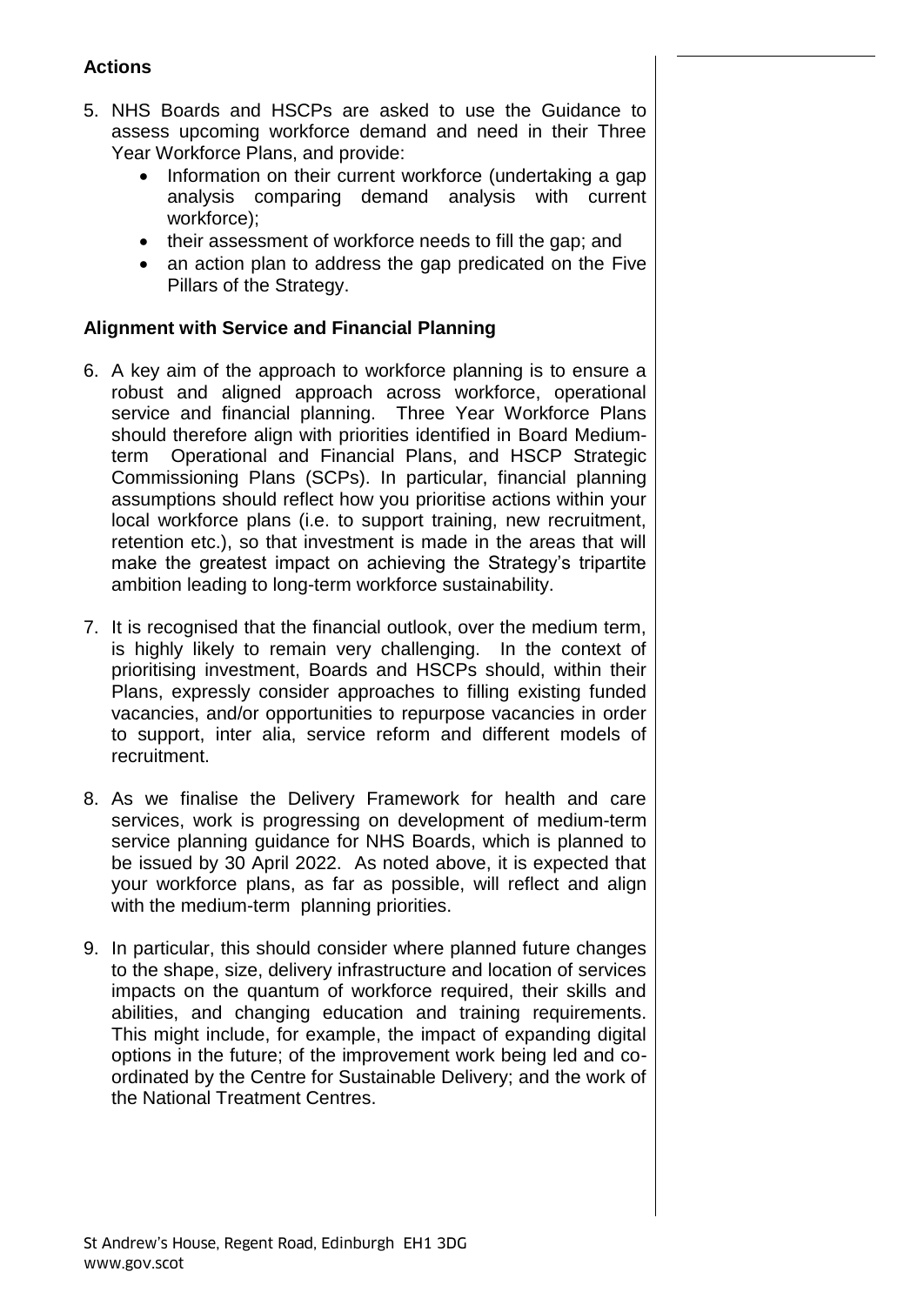**Actions**

5. NHS Boards and HSCPs are asked to use the Guidance to assess upcoming workforce demand and need in their Three Year Workforce Plans, and provide:
   - Information on their current workforce (undertaking a gap analysis comparing demand analysis with current workforce);
   - their assessment of workforce needs to fill the gap; and
   - an action plan to address the gap predicated on the Five Pillars of the Strategy.

**Alignment with Service and Financial Planning**

6. A key aim of the approach to workforce planning is to ensure a robust and aligned approach across workforce, operational service and financial planning. Three Year Workforce Plans should therefore align with priorities identified in Board Medium-term Operational and Financial Plans, and HSCP Strategic Commissioning Plans (SCPs). In particular, financial planning assumptions should reflect how you prioritise actions within your local workforce plans (i.e. to support training, new recruitment, retention etc.), so that investment is made in the areas that will make the greatest impact on achieving the Strategy's tripartite ambition leading to long-term workforce sustainability.

7. It is recognised that the financial outlook, over the medium term, is highly likely to remain very challenging. In the context of prioritising investment, Boards and HSCPs should, within their Plans, expressly consider approaches to filling existing funded vacancies, and/or opportunities to repurpose vacancies in order to support, inter alia, service reform and different models of recruitment.

8. As we finalise the Delivery Framework for health and care services, work is progressing on development of medium-term service planning guidance for NHS Boards, which is planned to be issued by 30 April 2022. As noted above, it is expected that your workforce plans, as far as possible, will reflect and align with the medium-term planning priorities.

9. In particular, this should consider where planned future changes to the shape, size, delivery infrastructure and location of services impacts on the quantum of workforce required, their skills and abilities, and changing education and training requirements. This might include, for example, the impact of expanding digital options in the future; of the improvement work being led and co-ordinated by the Centre for Sustainable Delivery; and the work of the National Treatment Centres.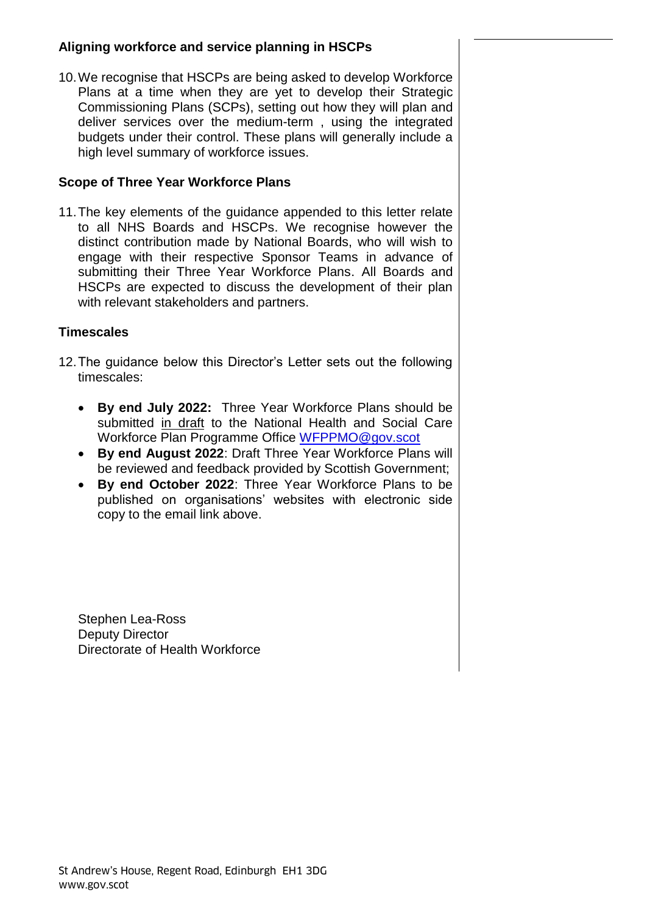**Aligning workforce and service planning in HSCPs**

10. We recognise that HSCPs are being asked to develop Workforce Plans at a time when they are yet to develop their Strategic Commissioning Plans (SCPs), setting out how they will plan and deliver services over the medium-term , using the integrated budgets under their control. These plans will generally include a high level summary of workforce issues.

**Scope of Three Year Workforce Plans**

11. The key elements of the guidance appended to this letter relate to all NHS Boards and HSCPs. We recognise however the distinct contribution made by National Boards, who will wish to engage with their respective Sponsor Teams in advance of submitting their Three Year Workforce Plans. All Boards and HSCPs are expected to discuss the development of their plan with relevant stakeholders and partners.

**Timescales**

12. The guidance below this Director's Letter sets out the following timescales:

    - **By end July 2022:** Three Year Workforce Plans should be submitted in draft to the National Health and Social Care Workforce Plan Programme Office WFPPMO@gov.scot
    - **By end August 2022**: Draft Three Year Workforce Plans will be reviewed and feedback provided by Scottish Government;
    - **By end October 2022**: Three Year Workforce Plans to be published on organisations' websites with electronic side copy to the email link above.

Stephen Lea-Ross
Deputy Director
Directorate of Health Workforce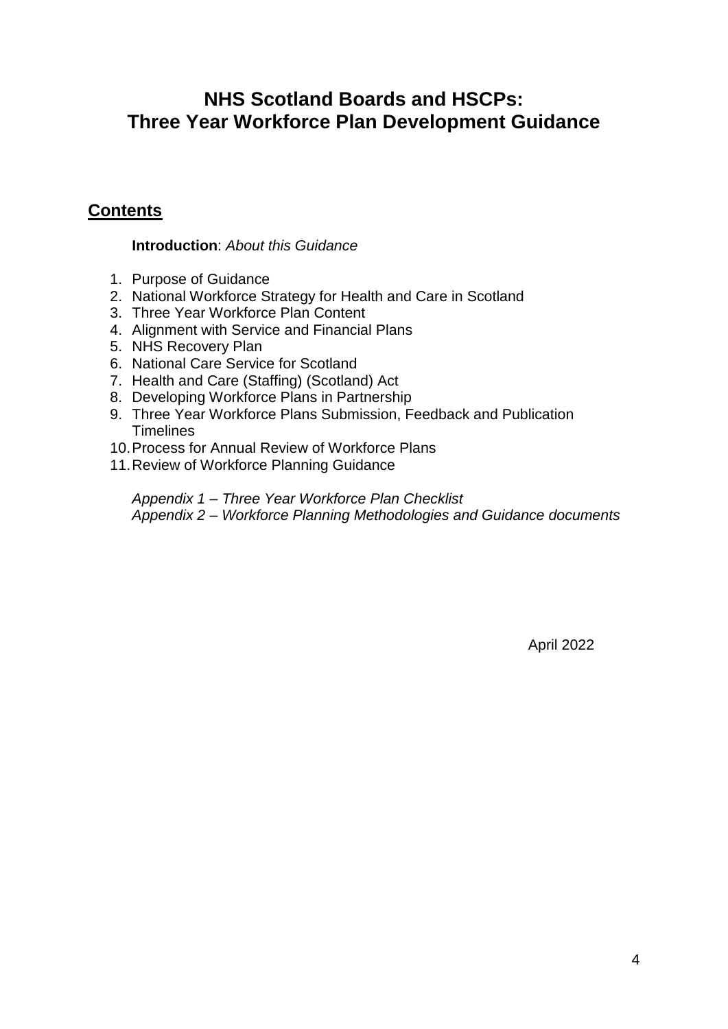# NHS Scotland Boards and HSCPs: Three Year Workforce Plan Development Guidance

## Contents

**Introduction**: *About this Guidance*

1. Purpose of Guidance
2. National Workforce Strategy for Health and Care in Scotland
3. Three Year Workforce Plan Content
4. Alignment with Service and Financial Plans
5. NHS Recovery Plan
6. National Care Service for Scotland
7. Health and Care (Staffing) (Scotland) Act
8. Developing Workforce Plans in Partnership
9. Three Year Workforce Plans Submission, Feedback and Publication Timelines
10. Process for Annual Review of Workforce Plans
11. Review of Workforce Planning Guidance

*Appendix 1 – Three Year Workforce Plan Checklist*
*Appendix 2 – Workforce Planning Methodologies and Guidance documents*

April 2022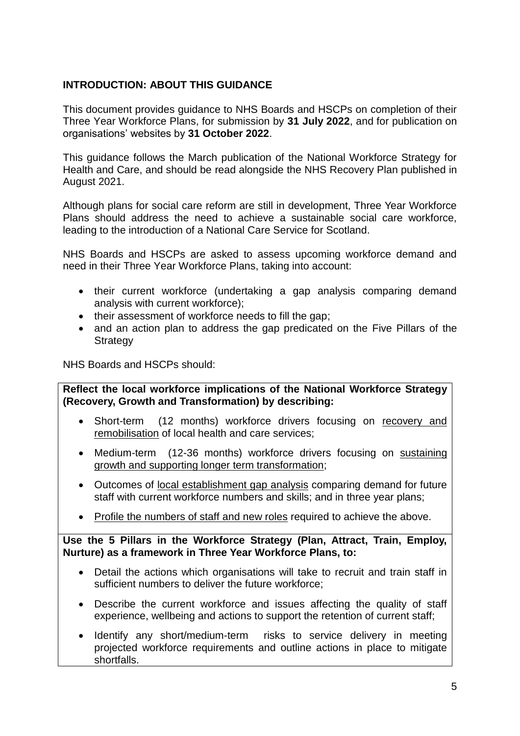## INTRODUCTION: ABOUT THIS GUIDANCE

This document provides guidance to NHS Boards and HSCPs on completion of their Three Year Workforce Plans, for submission by **31 July 2022**, and for publication on organisations' websites by **31 October 2022**.

This guidance follows the March publication of the National Workforce Strategy for Health and Care, and should be read alongside the NHS Recovery Plan published in August 2021.

Although plans for social care reform are still in development, Three Year Workforce Plans should address the need to achieve a sustainable social care workforce, leading to the introduction of a National Care Service for Scotland.

NHS Boards and HSCPs are asked to assess upcoming workforce demand and need in their Three Year Workforce Plans, taking into account:

- their current workforce (undertaking a gap analysis comparing demand analysis with current workforce);
- their assessment of workforce needs to fill the gap;
- and an action plan to address the gap predicated on the Five Pillars of the Strategy

NHS Boards and HSCPs should:

**Reflect the local workforce implications of the National Workforce Strategy (Recovery, Growth and Transformation) by describing:**

- Short-term (12 months) workforce drivers focusing on <u>recovery and remobilisation</u> of local health and care services;
- Medium-term (12-36 months) workforce drivers focusing on <u>sustaining growth and supporting longer term transformation</u>;
- Outcomes of <u>local establishment gap analysis</u> comparing demand for future staff with current workforce numbers and skills; and in three year plans;
- <u>Profile the numbers of staff and new roles</u> required to achieve the above.

**Use the 5 Pillars in the Workforce Strategy (Plan, Attract, Train, Employ, Nurture) as a framework in Three Year Workforce Plans, to:**

- Detail the actions which organisations will take to recruit and train staff in sufficient numbers to deliver the future workforce;
- Describe the current workforce and issues affecting the quality of staff experience, wellbeing and actions to support the retention of current staff;
- Identify any short/medium-term risks to service delivery in meeting projected workforce requirements and outline actions in place to mitigate shortfalls.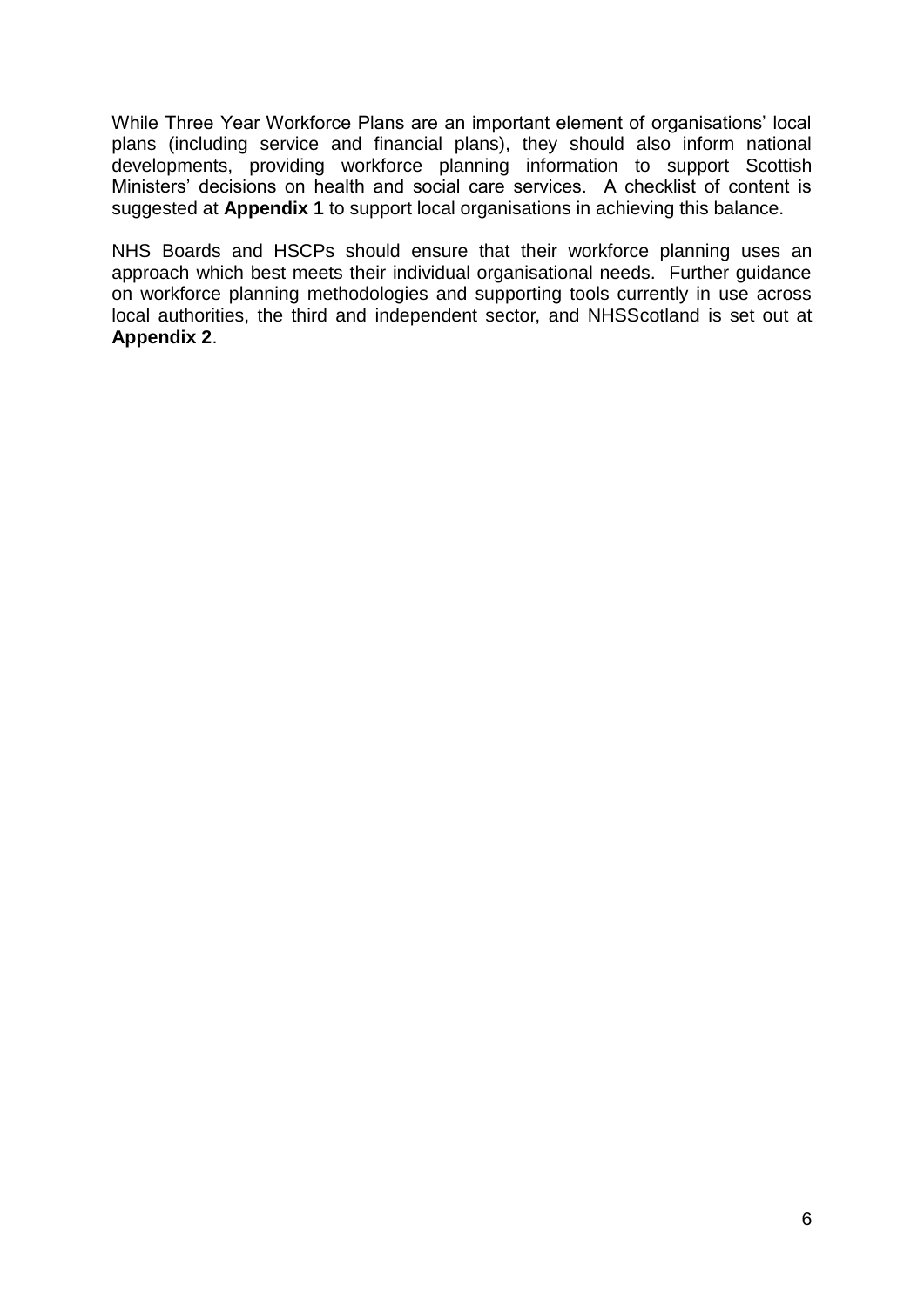While Three Year Workforce Plans are an important element of organisations' local plans (including service and financial plans), they should also inform national developments, providing workforce planning information to support Scottish Ministers' decisions on health and social care services. A checklist of content is suggested at **Appendix 1** to support local organisations in achieving this balance.

NHS Boards and HSCPs should ensure that their workforce planning uses an approach which best meets their individual organisational needs. Further guidance on workforce planning methodologies and supporting tools currently in use across local authorities, the third and independent sector, and NHSScotland is set out at **Appendix 2**.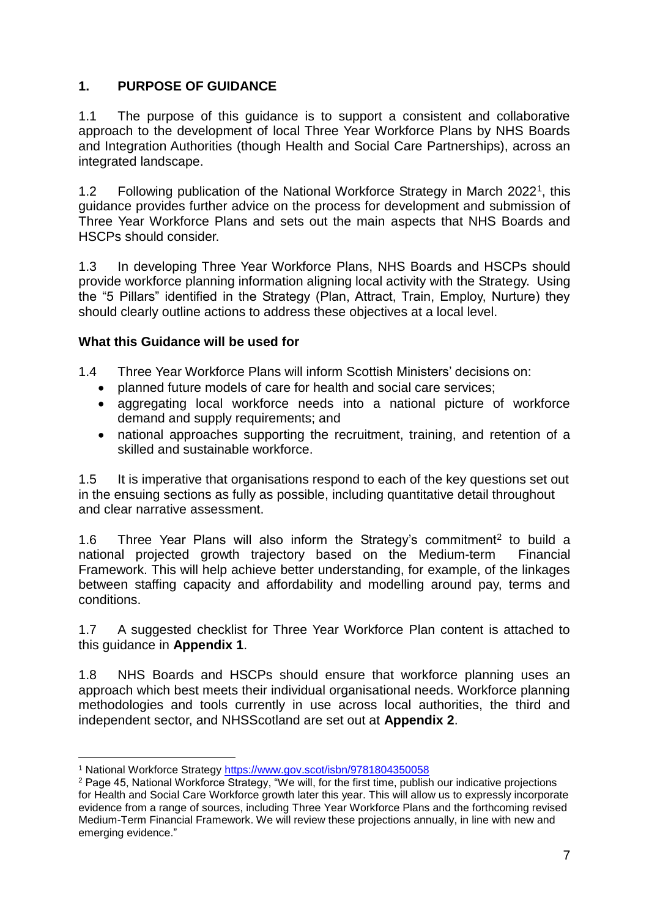## 1. PURPOSE OF GUIDANCE

1.1 The purpose of this guidance is to support a consistent and collaborative approach to the development of local Three Year Workforce Plans by NHS Boards and Integration Authorities (though Health and Social Care Partnerships), across an integrated landscape.

1.2 Following publication of the National Workforce Strategy in March 2022[1], this guidance provides further advice on the process for development and submission of Three Year Workforce Plans and sets out the main aspects that NHS Boards and HSCPs should consider.

1.3 In developing Three Year Workforce Plans, NHS Boards and HSCPs should provide workforce planning information aligning local activity with the Strategy. Using the "5 Pillars" identified in the Strategy (Plan, Attract, Train, Employ, Nurture) they should clearly outline actions to address these objectives at a local level.

### What this Guidance will be used for

1.4 Three Year Workforce Plans will inform Scottish Ministers' decisions on:

- planned future models of care for health and social care services;
- aggregating local workforce needs into a national picture of workforce demand and supply requirements; and
- national approaches supporting the recruitment, training, and retention of a skilled and sustainable workforce.

1.5 It is imperative that organisations respond to each of the key questions set out in the ensuing sections as fully as possible, including quantitative detail throughout and clear narrative assessment.

1.6 Three Year Plans will also inform the Strategy's commitment[2] to build a national projected growth trajectory based on the Medium-term Financial Framework. This will help achieve better understanding, for example, of the linkages between staffing capacity and affordability and modelling around pay, terms and conditions.

1.7 A suggested checklist for Three Year Workforce Plan content is attached to this guidance in **Appendix 1**.

1.8 NHS Boards and HSCPs should ensure that workforce planning uses an approach which best meets their individual organisational needs. Workforce planning methodologies and tools currently in use across local authorities, the third and independent sector, and NHSScotland are set out at **Appendix 2**.

---

[1] National Workforce Strategy https://www.gov.scot/isbn/9781804350058

[2] Page 45, National Workforce Strategy, "We will, for the first time, publish our indicative projections for Health and Social Care Workforce growth later this year. This will allow us to expressly incorporate evidence from a range of sources, including Three Year Workforce Plans and the forthcoming revised Medium-Term Financial Framework. We will review these projections annually, in line with new and emerging evidence."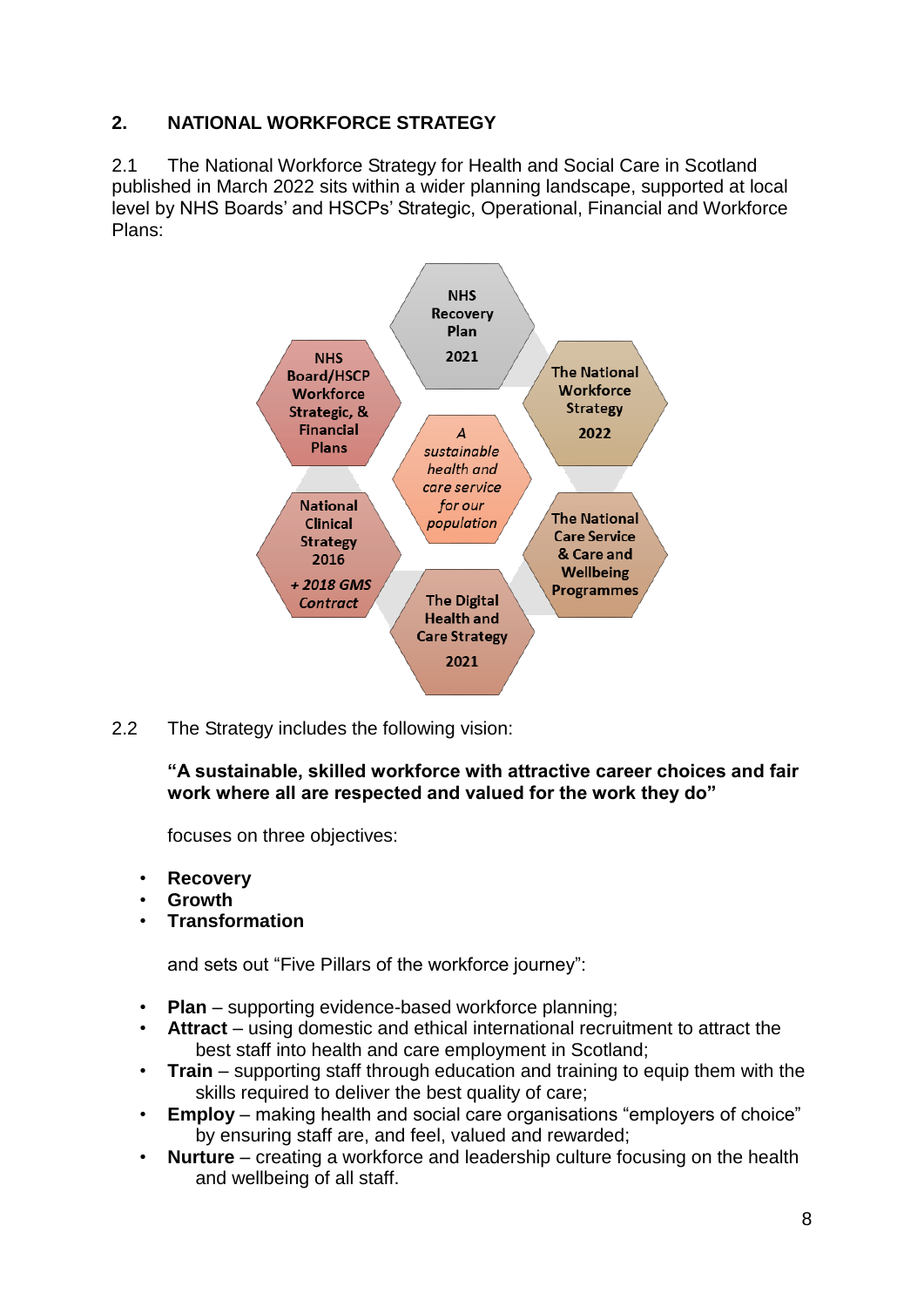## 2. NATIONAL WORKFORCE STRATEGY

2.1 The National Workforce Strategy for Health and Social Care in Scotland published in March 2022 sits within a wider planning landscape, supported at local level by NHS Boards' and HSCPs' Strategic, Operational, Financial and Workforce Plans:

- NHS Recovery Plan 2021
- The National Workforce Strategy 2022
- The National Care Service & Care and Wellbeing Programmes
- The Digital Health and Care Strategy 2021
- National Clinical Strategy 2016 *+ 2018 GMS Contract*
- NHS Board/HSCP Workforce Strategic, & Financial Plans
- *A sustainable health and care service for our population*

2.2 The Strategy includes the following vision:

**"A sustainable, skilled workforce with attractive career choices and fair work where all are respected and valued for the work they do"**

focuses on three objectives:

- **Recovery**
- **Growth**
- **Transformation**

and sets out "Five Pillars of the workforce journey":

- **Plan** – supporting evidence-based workforce planning;
- **Attract** – using domestic and ethical international recruitment to attract the best staff into health and care employment in Scotland;
- **Train** – supporting staff through education and training to equip them with the skills required to deliver the best quality of care;
- **Employ** – making health and social care organisations "employers of choice" by ensuring staff are, and feel, valued and rewarded;
- **Nurture** – creating a workforce and leadership culture focusing on the health and wellbeing of all staff.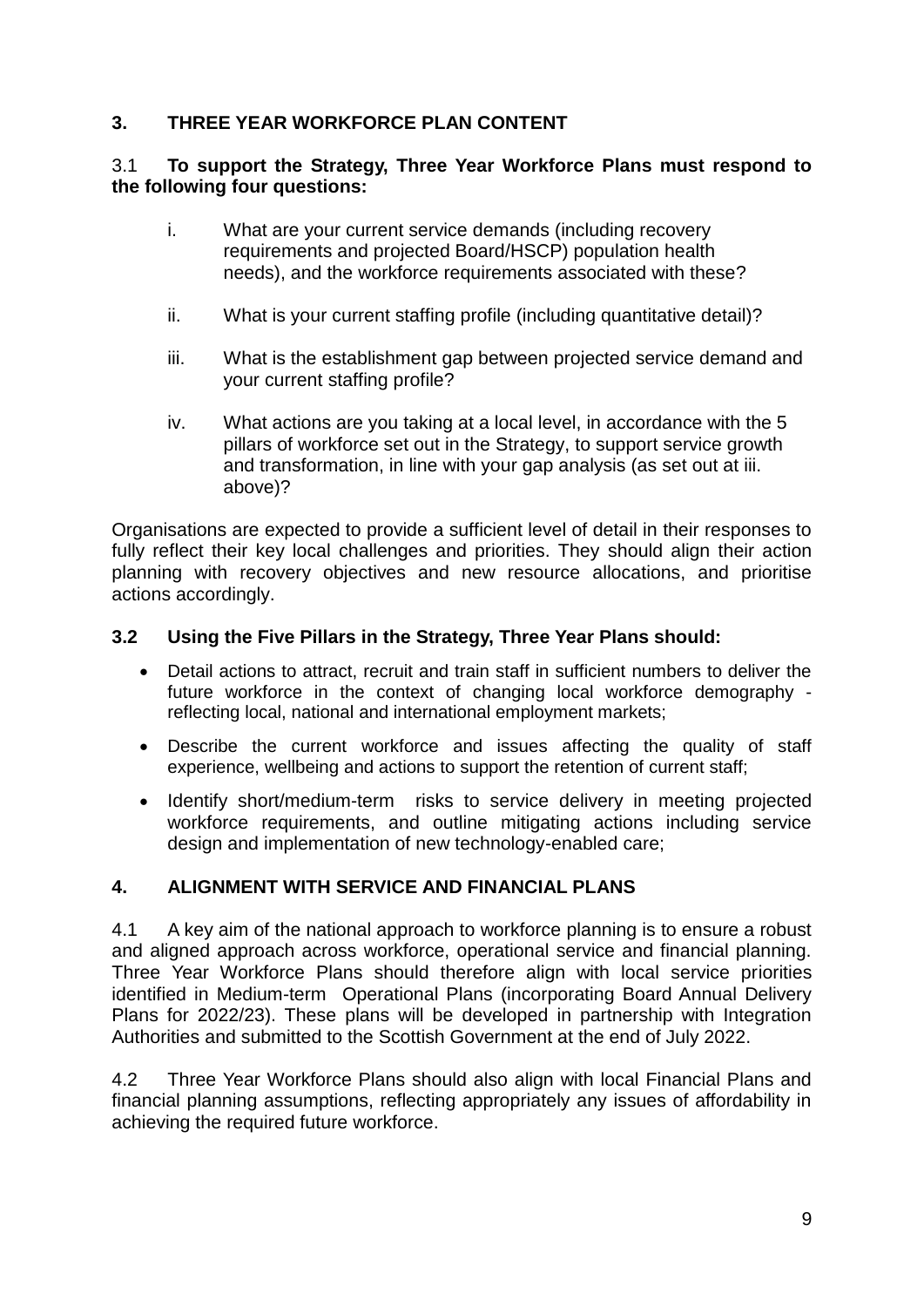## 3. THREE YEAR WORKFORCE PLAN CONTENT

3.1 **To support the Strategy, Three Year Workforce Plans must respond to the following four questions:**

i. What are your current service demands (including recovery requirements and projected Board/HSCP) population health needs), and the workforce requirements associated with these?

ii. What is your current staffing profile (including quantitative detail)?

iii. What is the establishment gap between projected service demand and your current staffing profile?

iv. What actions are you taking at a local level, in accordance with the 5 pillars of workforce set out in the Strategy, to support service growth and transformation, in line with your gap analysis (as set out at iii. above)?

Organisations are expected to provide a sufficient level of detail in their responses to fully reflect their key local challenges and priorities. They should align their action planning with recovery objectives and new resource allocations, and prioritise actions accordingly.

### 3.2 Using the Five Pillars in the Strategy, Three Year Plans should:

- Detail actions to attract, recruit and train staff in sufficient numbers to deliver the future workforce in the context of changing local workforce demography - reflecting local, national and international employment markets;
- Describe the current workforce and issues affecting the quality of staff experience, wellbeing and actions to support the retention of current staff;
- Identify short/medium-term risks to service delivery in meeting projected workforce requirements, and outline mitigating actions including service design and implementation of new technology-enabled care;

## 4. ALIGNMENT WITH SERVICE AND FINANCIAL PLANS

4.1 A key aim of the national approach to workforce planning is to ensure a robust and aligned approach across workforce, operational service and financial planning. Three Year Workforce Plans should therefore align with local service priorities identified in Medium-term Operational Plans (incorporating Board Annual Delivery Plans for 2022/23). These plans will be developed in partnership with Integration Authorities and submitted to the Scottish Government at the end of July 2022.

4.2 Three Year Workforce Plans should also align with local Financial Plans and financial planning assumptions, reflecting appropriately any issues of affordability in achieving the required future workforce.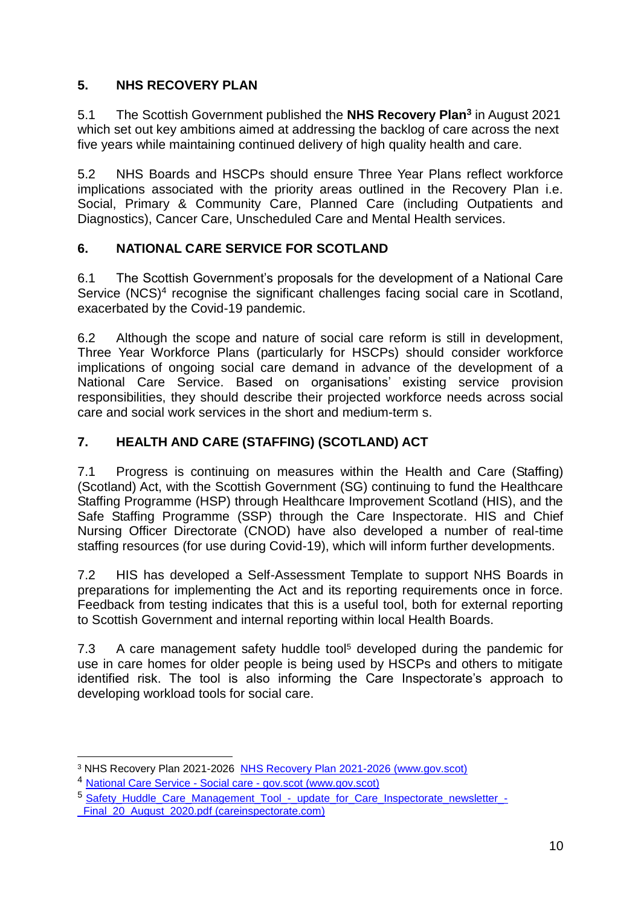## 5. NHS RECOVERY PLAN

5.1 The Scottish Government published the **NHS Recovery Plan**[3] in August 2021 which set out key ambitions aimed at addressing the backlog of care across the next five years while maintaining continued delivery of high quality health and care.

5.2 NHS Boards and HSCPs should ensure Three Year Plans reflect workforce implications associated with the priority areas outlined in the Recovery Plan i.e. Social, Primary & Community Care, Planned Care (including Outpatients and Diagnostics), Cancer Care, Unscheduled Care and Mental Health services.

## 6. NATIONAL CARE SERVICE FOR SCOTLAND

6.1 The Scottish Government's proposals for the development of a National Care Service (NCS)[4] recognise the significant challenges facing social care in Scotland, exacerbated by the Covid-19 pandemic.

6.2 Although the scope and nature of social care reform is still in development, Three Year Workforce Plans (particularly for HSCPs) should consider workforce implications of ongoing social care demand in advance of the development of a National Care Service. Based on organisations' existing service provision responsibilities, they should describe their projected workforce needs across social care and social work services in the short and medium-term s.

## 7. HEALTH AND CARE (STAFFING) (SCOTLAND) ACT

7.1 Progress is continuing on measures within the Health and Care (Staffing) (Scotland) Act, with the Scottish Government (SG) continuing to fund the Healthcare Staffing Programme (HSP) through Healthcare Improvement Scotland (HIS), and the Safe Staffing Programme (SSP) through the Care Inspectorate. HIS and Chief Nursing Officer Directorate (CNOD) have also developed a number of real-time staffing resources (for use during Covid-19), which will inform further developments.

7.2 HIS has developed a Self-Assessment Template to support NHS Boards in preparations for implementing the Act and its reporting requirements once in force. Feedback from testing indicates that this is a useful tool, both for external reporting to Scottish Government and internal reporting within local Health Boards.

7.3 A care management safety huddle tool[5] developed during the pandemic for use in care homes for older people is being used by HSCPs and others to mitigate identified risk. The tool is also informing the Care Inspectorate's approach to developing workload tools for social care.

---

[3] NHS Recovery Plan 2021-2026 [NHS Recovery Plan 2021-2026 (www.gov.scot)]

[4] [National Care Service - Social care - gov.scot (www.gov.scot)]

[5] [Safety_Huddle_Care_Management_Tool_-_update_for_Care_Inspectorate_newsletter_-_Final_20_August_2020.pdf (careinspectorate.com)]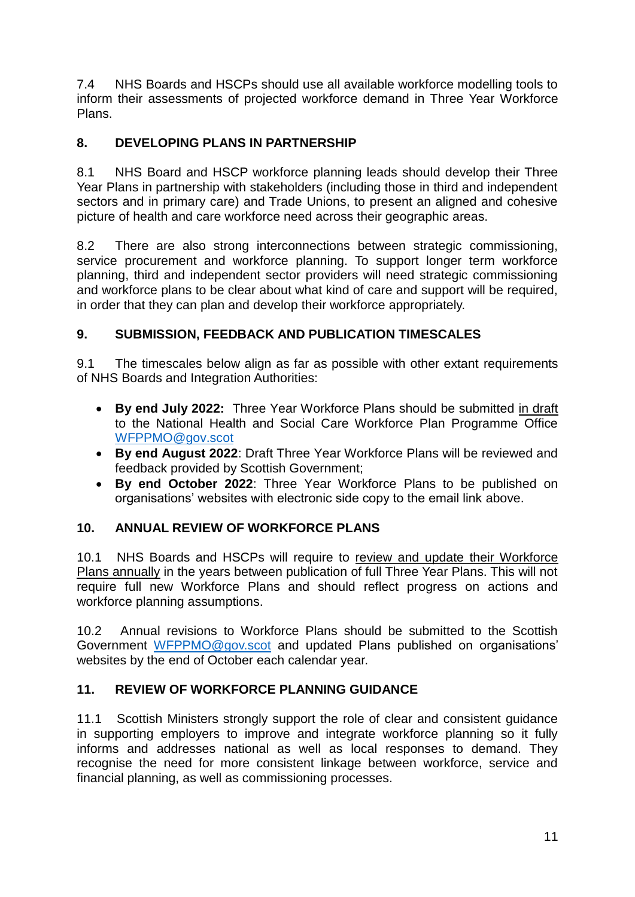7.4 NHS Boards and HSCPs should use all available workforce modelling tools to inform their assessments of projected workforce demand in Three Year Workforce Plans.

## 8. DEVELOPING PLANS IN PARTNERSHIP

8.1 NHS Board and HSCP workforce planning leads should develop their Three Year Plans in partnership with stakeholders (including those in third and independent sectors and in primary care) and Trade Unions, to present an aligned and cohesive picture of health and care workforce need across their geographic areas.

8.2 There are also strong interconnections between strategic commissioning, service procurement and workforce planning. To support longer term workforce planning, third and independent sector providers will need strategic commissioning and workforce plans to be clear about what kind of care and support will be required, in order that they can plan and develop their workforce appropriately.

## 9. SUBMISSION, FEEDBACK AND PUBLICATION TIMESCALES

9.1 The timescales below align as far as possible with other extant requirements of NHS Boards and Integration Authorities:

- **By end July 2022:** Three Year Workforce Plans should be submitted in draft to the National Health and Social Care Workforce Plan Programme Office WFPPMO@gov.scot
- **By end August 2022**: Draft Three Year Workforce Plans will be reviewed and feedback provided by Scottish Government;
- **By end October 2022**: Three Year Workforce Plans to be published on organisations' websites with electronic side copy to the email link above.

## 10. ANNUAL REVIEW OF WORKFORCE PLANS

10.1 NHS Boards and HSCPs will require to review and update their Workforce Plans annually in the years between publication of full Three Year Plans. This will not require full new Workforce Plans and should reflect progress on actions and workforce planning assumptions.

10.2 Annual revisions to Workforce Plans should be submitted to the Scottish Government WFPPMO@gov.scot and updated Plans published on organisations' websites by the end of October each calendar year.

## 11. REVIEW OF WORKFORCE PLANNING GUIDANCE

11.1 Scottish Ministers strongly support the role of clear and consistent guidance in supporting employers to improve and integrate workforce planning so it fully informs and addresses national as well as local responses to demand. They recognise the need for more consistent linkage between workforce, service and financial planning, as well as commissioning processes.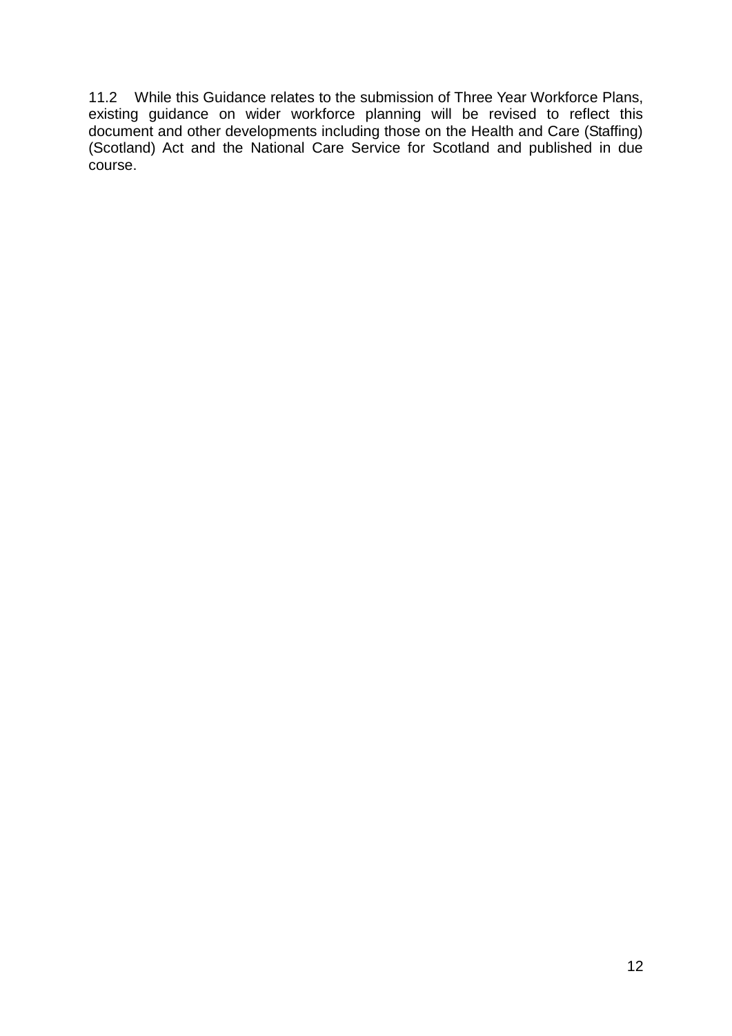11.2 While this Guidance relates to the submission of Three Year Workforce Plans, existing guidance on wider workforce planning will be revised to reflect this document and other developments including those on the Health and Care (Staffing) (Scotland) Act and the National Care Service for Scotland and published in due course.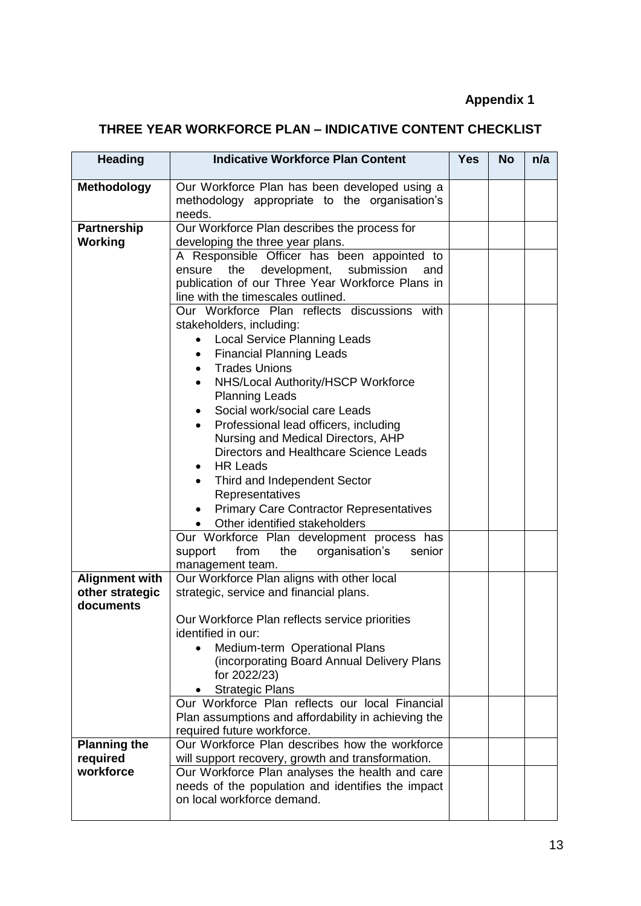**Appendix 1**

## THREE YEAR WORKFORCE PLAN – INDICATIVE CONTENT CHECKLIST

| Heading | Indicative Workforce Plan Content | Yes | No | n/a |
|---|---|---|---|---|
| **Methodology** | Our Workforce Plan has been developed using a methodology appropriate to the organisation's needs. | | | |
| **Partnership Working** | Our Workforce Plan describes the process for developing the three year plans. | | | |
| | A Responsible Officer has been appointed to ensure the development, submission and publication of our Three Year Workforce Plans in line with the timescales outlined. | | | |
| | Our Workforce Plan reflects discussions with stakeholders, including: <br>• Local Service Planning Leads <br>• Financial Planning Leads <br>• Trades Unions <br>• NHS/Local Authority/HSCP Workforce Planning Leads <br>• Social work/social care Leads <br>• Professional lead officers, including Nursing and Medical Directors, AHP Directors and Healthcare Science Leads <br>• HR Leads <br>• Third and Independent Sector Representatives <br>• Primary Care Contractor Representatives <br>• Other identified stakeholders | | | |
| | Our Workforce Plan development process has support from the organisation's senior management team. | | | |
| **Alignment with other strategic documents** | Our Workforce Plan aligns with other local strategic, service and financial plans. <br><br>Our Workforce Plan reflects service priorities identified in our: <br>• Medium-term Operational Plans (incorporating Board Annual Delivery Plans for 2022/23) <br>• Strategic Plans | | | |
| | Our Workforce Plan reflects our local Financial Plan assumptions and affordability in achieving the required future workforce. | | | |
| **Planning the required workforce** | Our Workforce Plan describes how the workforce will support recovery, growth and transformation. | | | |
| | Our Workforce Plan analyses the health and care needs of the population and identifies the impact on local workforce demand. | | | |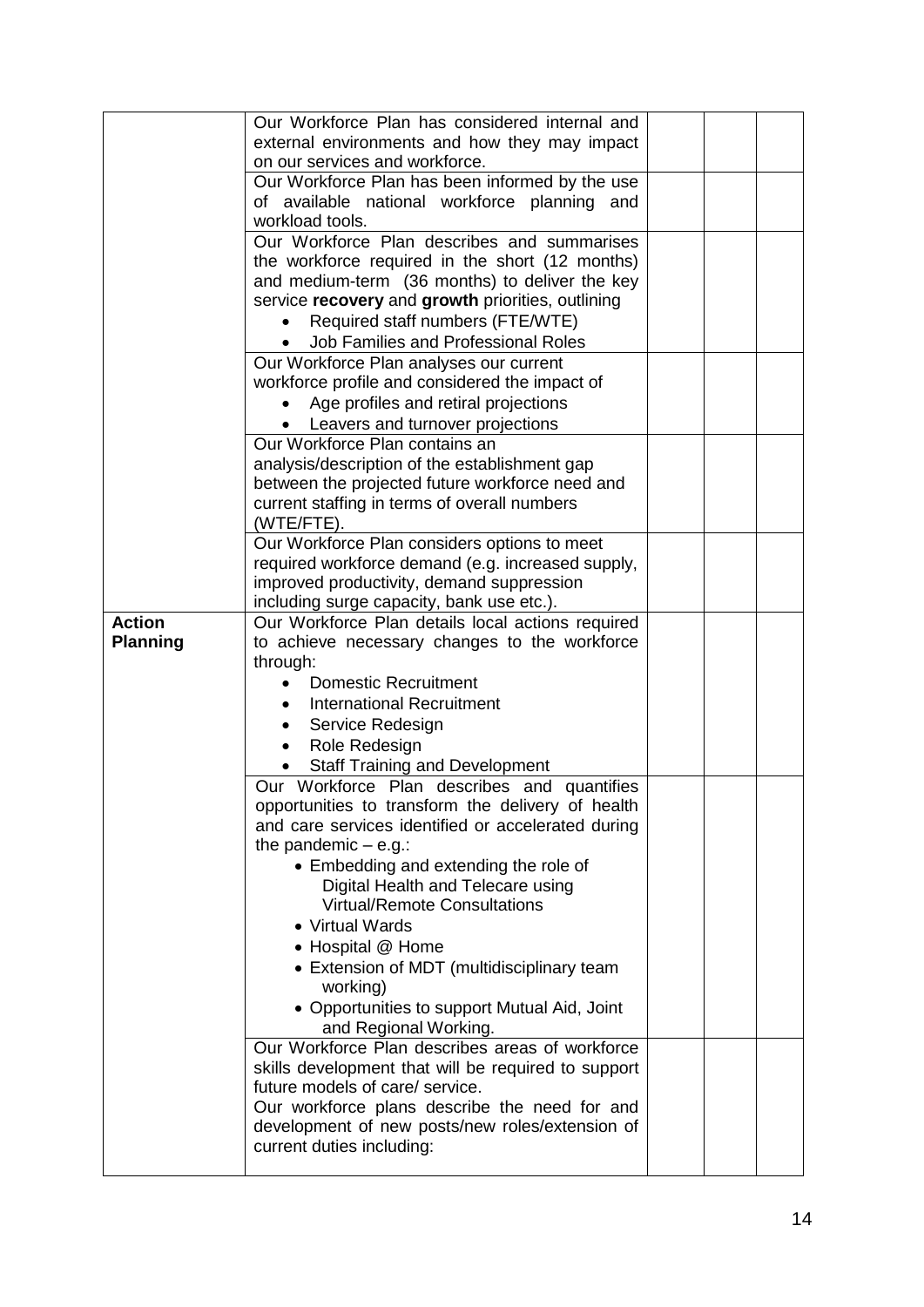| | | | | |
|---|---|---|---|---|
| | Our Workforce Plan has considered internal and external environments and how they may impact on our services and workforce. | | | |
| | Our Workforce Plan has been informed by the use of available national workforce planning and workload tools. | | | |
| | Our Workforce Plan describes and summarises the workforce required in the short (12 months) and medium-term (36 months) to deliver the key service **recovery** and **growth** priorities, outlining<br>• Required staff numbers (FTE/WTE)<br>• Job Families and Professional Roles | | | |
| | Our Workforce Plan analyses our current workforce profile and considered the impact of<br>• Age profiles and retiral projections<br>• Leavers and turnover projections | | | |
| | Our Workforce Plan contains an analysis/description of the establishment gap between the projected future workforce need and current staffing in terms of overall numbers (WTE/FTE). | | | |
| | Our Workforce Plan considers options to meet required workforce demand (e.g. increased supply, improved productivity, demand suppression including surge capacity, bank use etc.). | | | |
| **Action Planning** | Our Workforce Plan details local actions required to achieve necessary changes to the workforce through:<br>• Domestic Recruitment<br>• International Recruitment<br>• Service Redesign<br>• Role Redesign<br>• Staff Training and Development | | | |
| | Our Workforce Plan describes and quantifies opportunities to transform the delivery of health and care services identified or accelerated during the pandemic – e.g.:<br>• Embedding and extending the role of Digital Health and Telecare using Virtual/Remote Consultations<br>• Virtual Wards<br>• Hospital @ Home<br>• Extension of MDT (multidisciplinary team working)<br>• Opportunities to support Mutual Aid, Joint and Regional Working. | | | |
| | Our Workforce Plan describes areas of workforce skills development that will be required to support future models of care/ service.<br>Our workforce plans describe the need for and development of new posts/new roles/extension of current duties including: | | | |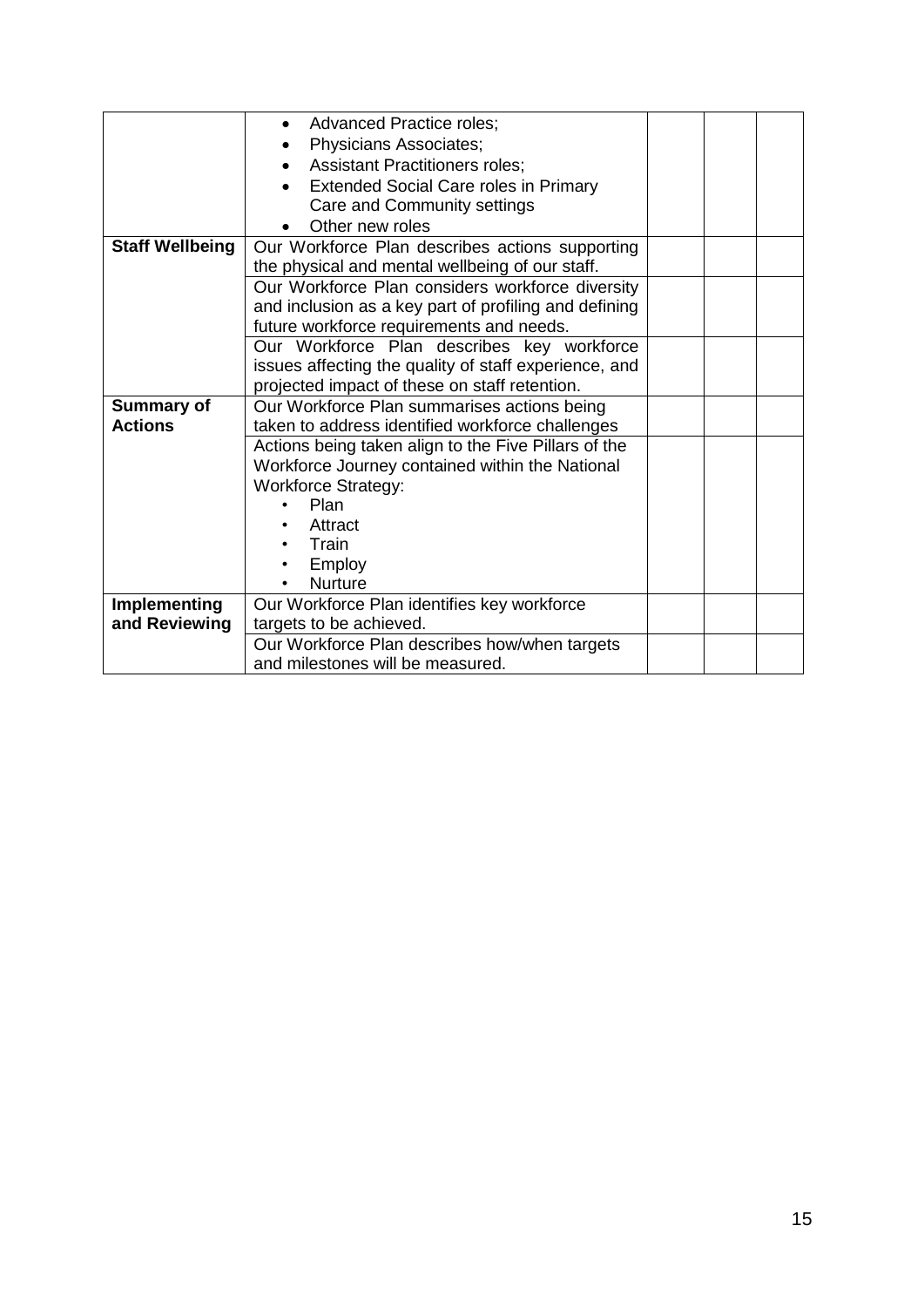| | | | | |
|---|---|---|---|---|
| | • Advanced Practice roles;<br>• Physicians Associates;<br>• Assistant Practitioners roles;<br>• Extended Social Care roles in Primary Care and Community settings<br>• Other new roles | | | |
| **Staff Wellbeing** | Our Workforce Plan describes actions supporting the physical and mental wellbeing of our staff. | | | |
| | Our Workforce Plan considers workforce diversity and inclusion as a key part of profiling and defining future workforce requirements and needs. | | | |
| | Our Workforce Plan describes key workforce issues affecting the quality of staff experience, and projected impact of these on staff retention. | | | |
| **Summary of Actions** | Our Workforce Plan summarises actions being taken to address identified workforce challenges | | | |
| | Actions being taken align to the Five Pillars of the Workforce Journey contained within the National Workforce Strategy:<br>• Plan<br>• Attract<br>• Train<br>• Employ<br>• Nurture | | | |
| **Implementing and Reviewing** | Our Workforce Plan identifies key workforce targets to be achieved. | | | |
| | Our Workforce Plan describes how/when targets and milestones will be measured. | | | |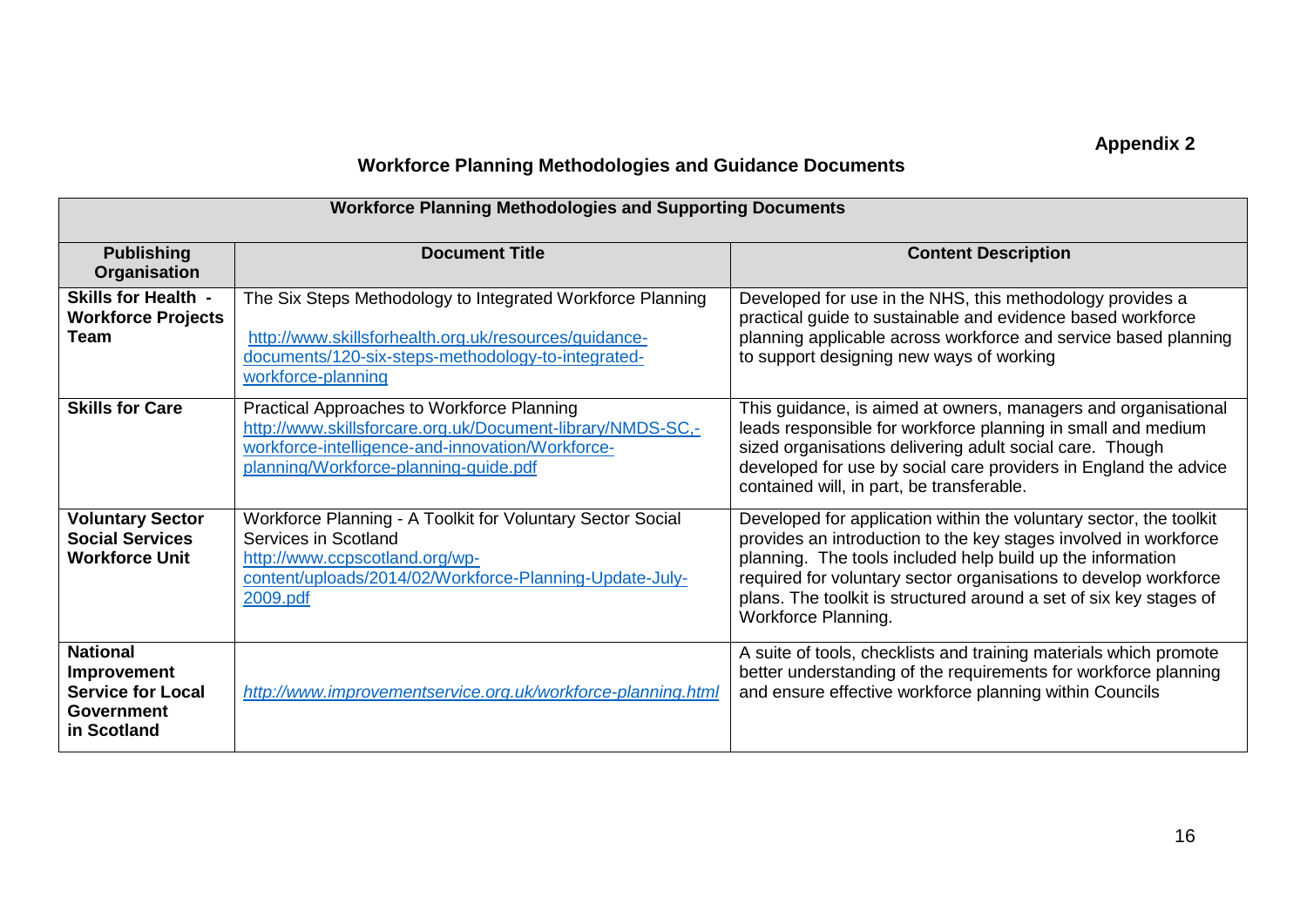**Appendix 2**

## Workforce Planning Methodologies and Guidance Documents

| Workforce Planning Methodologies and Supporting Documents | | |
|---|---|---|
| **Publishing Organisation** | **Document Title** | **Content Description** |
| **Skills for Health - Workforce Projects Team** | The Six Steps Methodology to Integrated Workforce Planning<br>http://www.skillsforhealth.org.uk/resources/guidance-documents/120-six-steps-methodology-to-integrated-workforce-planning | Developed for use in the NHS, this methodology provides a practical guide to sustainable and evidence based workforce planning applicable across workforce and service based planning to support designing new ways of working |
| **Skills for Care** | Practical Approaches to Workforce Planning<br>http://www.skillsforcare.org.uk/Document-library/NMDS-SC,-workforce-intelligence-and-innovation/Workforce-planning/Workforce-planning-guide.pdf | This guidance, is aimed at owners, managers and organisational leads responsible for workforce planning in small and medium sized organisations delivering adult social care. Though developed for use by social care providers in England the advice contained will, in part, be transferable. |
| **Voluntary Sector Social Services Workforce Unit** | Workforce Planning - A Toolkit for Voluntary Sector Social Services in Scotland<br>http://www.ccpscotland.org/wp-content/uploads/2014/02/Workforce-Planning-Update-July-2009.pdf | Developed for application within the voluntary sector, the toolkit provides an introduction to the key stages involved in workforce planning. The tools included help build up the information required for voluntary sector organisations to develop workforce plans. The toolkit is structured around a set of six key stages of Workforce Planning. |
| **National Improvement Service for Local Government in Scotland** | *http://www.improvementservice.org.uk/workforce-planning.html* | A suite of tools, checklists and training materials which promote better understanding of the requirements for workforce planning and ensure effective workforce planning within Councils |